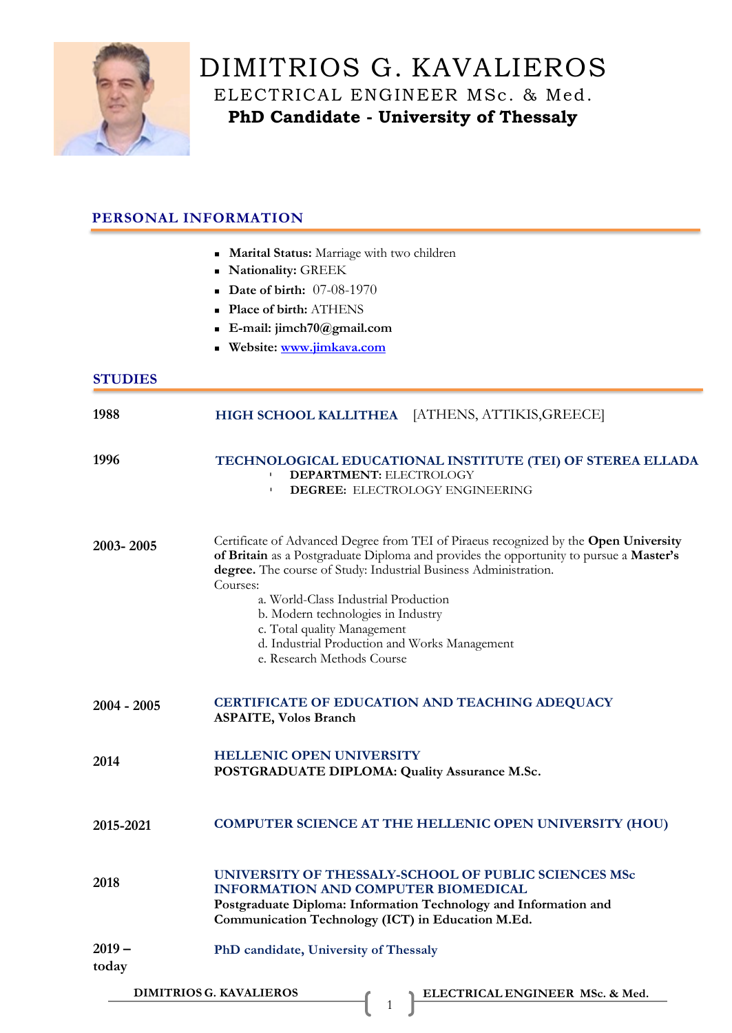# DIMITRIOS G. KAVALIEROS

## ELECTRICAL ENGINEER MSc. & Med.

### PhD Candidate - University of Thessaly

## PERSONAL INFORMATION

- **Marital Status:** Marriage with two children
- **Nationality:** GREEK
- **Date of birth:** 07-08-1970
- **Place of birth:** ATHENS
- **E-mail: jimch70@gmail.com**
- **Website:** www.jimkava.com

## STUDIES

**1988** — **HIGH SCHOOL KALLITHEA** [ATHENS, ATTIKIS,GREECE]

**1996** — **TECHNOLOGICAL EDUCATIONAL INSTITUTE (TEI) OF STEREA ELLADA**
- **DEPARTMENT:** ELECTROLOGY
- **DEGREE:** ELECTROLOGY ENGINEERING

**2003- 2005** — Certificate of Advanced Degree from TEI of Piraeus recognized by the **Open University of Britain** as a Postgraduate Diploma and provides the opportunity to pursue a **Master's degree.** The course of Study: Industrial Business Administration.

Courses:

a. World-Class Industrial Production
b. Modern technologies in Industry
c. Total quality Management
d. Industrial Production and Works Management
e. Research Methods Course

**2004 - 2005** — **CERTIFICATE OF EDUCATION AND TEACHING ADEQUACY**
**ASPAITE, Volos Branch**

**2014** — **HELLENIC OPEN UNIVERSITY**
**POSTGRADUATE DIPLOMA: Quality Assurance M.Sc.**

**2015-2021** — **COMPUTER SCIENCE AT THE HELLENIC OPEN UNIVERSITY (HOU)**

**2018** — **UNIVERSITY OF THESSALY-SCHOOL OF PUBLIC SCIENCES MSc INFORMATION AND COMPUTER BIOMEDICAL**
**Postgraduate Diploma: Information Technology and Information and Communication Technology (ICT) in Education M.Ed.**

**2019 – today** — **PhD candidate, University of Thessaly**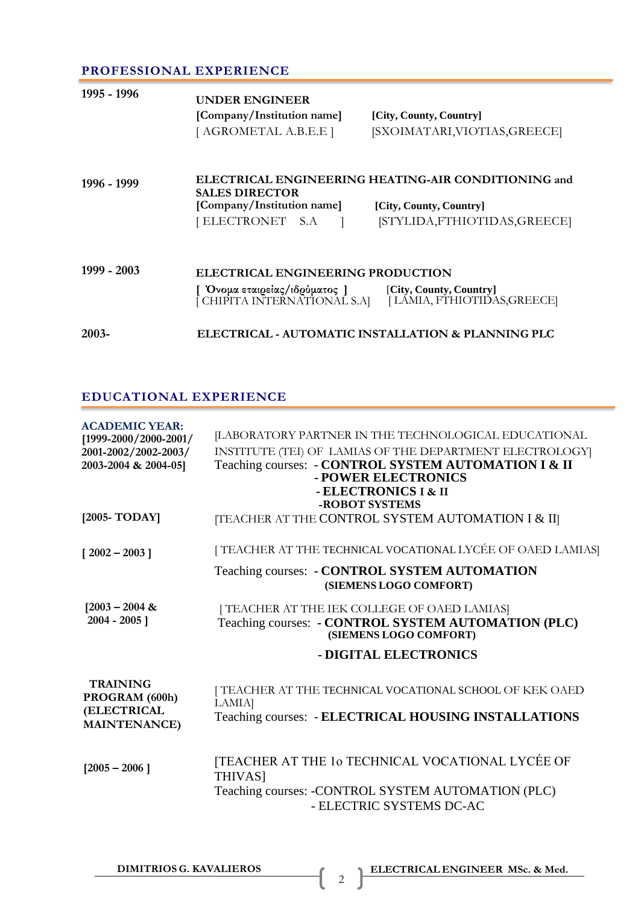## PROFESSIONAL EXPERIENCE

**1995 - 1996**

**UNDER ENGINEER**
**[Company/Institution name]** **[City, County, Country]**
[ AGROMETAL A.B.E.E ] [SXOIMATARI,VIOTIAS,GREECE]

**1996 - 1999**

**ELECTRICAL ENGINEERING HEATING-AIR CONDITIONING and SALES DIRECTOR**
**[Company/Institution name]** **[City, County, Country]**
[ ELECTRONET S.A ] [STYLIDA,FTHIOTIDAS,GREECE]

**1999 - 2003**

**ELECTRICAL ENGINEERING PRODUCTION**
**[ Όνομα εταιρείας/ιδρύματος ]** **[City, County, Country]**
[ CHIPITA INTERNATIONAL S.A] [ LAMIA, FTHIOTIDAS,GREECE]

**2003-**

**ELECTRICAL - AUTOMATIC INSTALLATION & PLANNING PLC**

## EDUCATIONAL EXPERIENCE

**ACADEMIC YEAR: [1999-2000/2000-2001/ 2001-2002/2002-2003/ 2003-2004 & 2004-05]**

[LABORATORY PARTNER IN THE TECHNOLOGICAL EDUCATIONAL INSTITUTE (TEI) OF LAMIAS OF THE DEPARTMENT ELECTROLOGY]
Teaching courses:
- **CONTROL SYSTEM AUTOMATION I & II**
- **POWER ELECTRONICS**
- **ELECTRONICS I & II**
- **ROBOT SYSTEMS**

**[2005- TODAY]**

[TEACHER AT THE CONTROL SYSTEM AUTOMATION I & II]

**[ 2002 – 2003 ]**

[ TEACHER AT THE TECHNICAL VOCATIONAL LYCÉE OF OAED LAMIAS]
Teaching courses:
- **CONTROL SYSTEM AUTOMATION (SIEMENS LOGO COMFORT)**

**[2003 – 2004 & 2004 - 2005 ]**

[ TEACHER AT THE IEK COLLEGE OF OAED LAMIAS]
Teaching courses:
- **CONTROL SYSTEM AUTOMATION (PLC) (SIEMENS LOGO COMFORT)**
- **DIGITAL ELECTRONICS**

**TRAINING PROGRAM (600h) (ELECTRICAL MAINTENANCE)**

[ TEACHER AT THE TECHNICAL VOCATIONAL SCHOOL OF KEK OAED LAMIA]
Teaching courses:
- **ELECTRICAL HOUSING INSTALLATIONS**

**[2005 – 2006 ]**

[TEACHER AT THE 1o TECHNICAL VOCATIONAL LYCÉE OF THIVAS]
Teaching courses:
- CONTROL SYSTEM AUTOMATION (PLC)
- ELECTRIC SYSTEMS DC-AC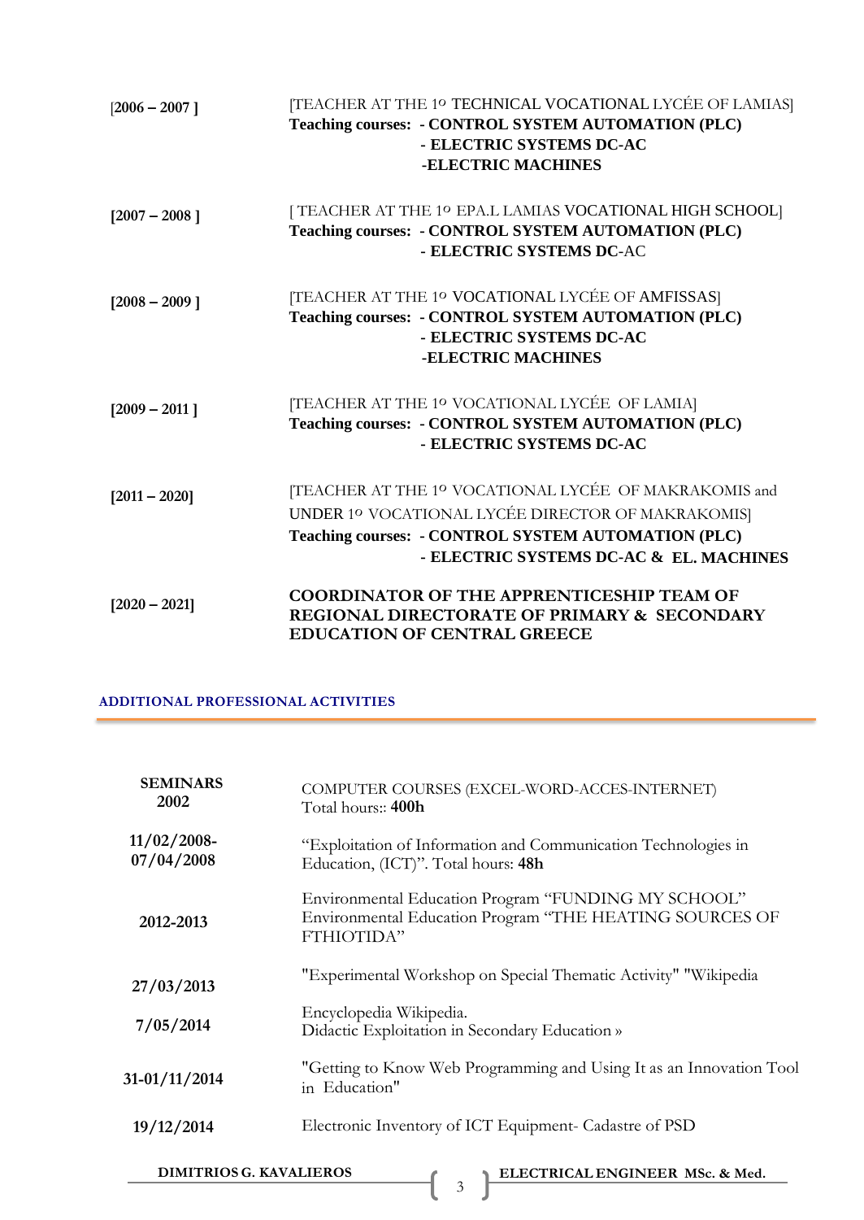**[2006 – 2007 ]**

[TEACHER AT THE 1º TECHNICAL VOCATIONAL LYCÉE OF LAMIAS]
**Teaching courses: - CONTROL SYSTEM AUTOMATION (PLC)**
**- ELECTRIC SYSTEMS DC-AC**
**-ELECTRIC MACHINES**

**[2007 – 2008 ]**

[ TEACHER AT THE 1º EPA.L LAMIAS VOCATIONAL HIGH SCHOOL]
**Teaching courses: - CONTROL SYSTEM AUTOMATION (PLC)**
**- ELECTRIC SYSTEMS DC**-AC

**[2008 – 2009 ]**

[TEACHER AT THE 1º VOCATIONAL LYCÉE OF AMFISSAS]
**Teaching courses: - CONTROL SYSTEM AUTOMATION (PLC)**
**- ELECTRIC SYSTEMS DC-AC**
**-ELECTRIC MACHINES**

**[2009 – 2011 ]**

[TEACHER AT THE 1º VOCATIONAL LYCÉE OF LAMIA]
**Teaching courses: - CONTROL SYSTEM AUTOMATION (PLC)**
**- ELECTRIC SYSTEMS DC-AC**

**[2011 – 2020]**

[TEACHER AT THE 1º VOCATIONAL LYCÉE OF MAKRAKOMIS and UNDER 1º VOCATIONAL LYCÉE DIRECTOR OF MAKRAKOMIS]
**Teaching courses: - CONTROL SYSTEM AUTOMATION (PLC)**
**- ELECTRIC SYSTEMS DC-AC & EL. MACHINES**

**[2020 – 2021]**

**COORDINATOR OF THE APPRENTICESHIP TEAM OF REGIONAL DIRECTORATE OF PRIMARY & SECONDARY EDUCATION OF CENTRAL GREECE**

## ADDITIONAL PROFESSIONAL ACTIVITIES

| | |
|---|---|
| **SEMINARS 2002** | COMPUTER COURSES (EXCEL-WORD-ACCES-INTERNET) Total hours:: **400h** |
| **11/02/2008-07/04/2008** | "Exploitation of Information and Communication Technologies in Education, (ICT)". Total hours: **48h** |
| **2012-2013** | Environmental Education Program "FUNDING MY SCHOOL" Environmental Education Program "THE HEATING SOURCES OF FTHIOTIDA" |
| **27/03/2013** | "Experimental Workshop on Special Thematic Activity" "Wikipedia |
| **7/05/2014** | Encyclopedia Wikipedia. Didactic Exploitation in Secondary Education » |
| **31-01/11/2014** | "Getting to Know Web Programming and Using It as an Innovation Tool in Education" |
| **19/12/2014** | Electronic Inventory of ICT Equipment- Cadastre of PSD |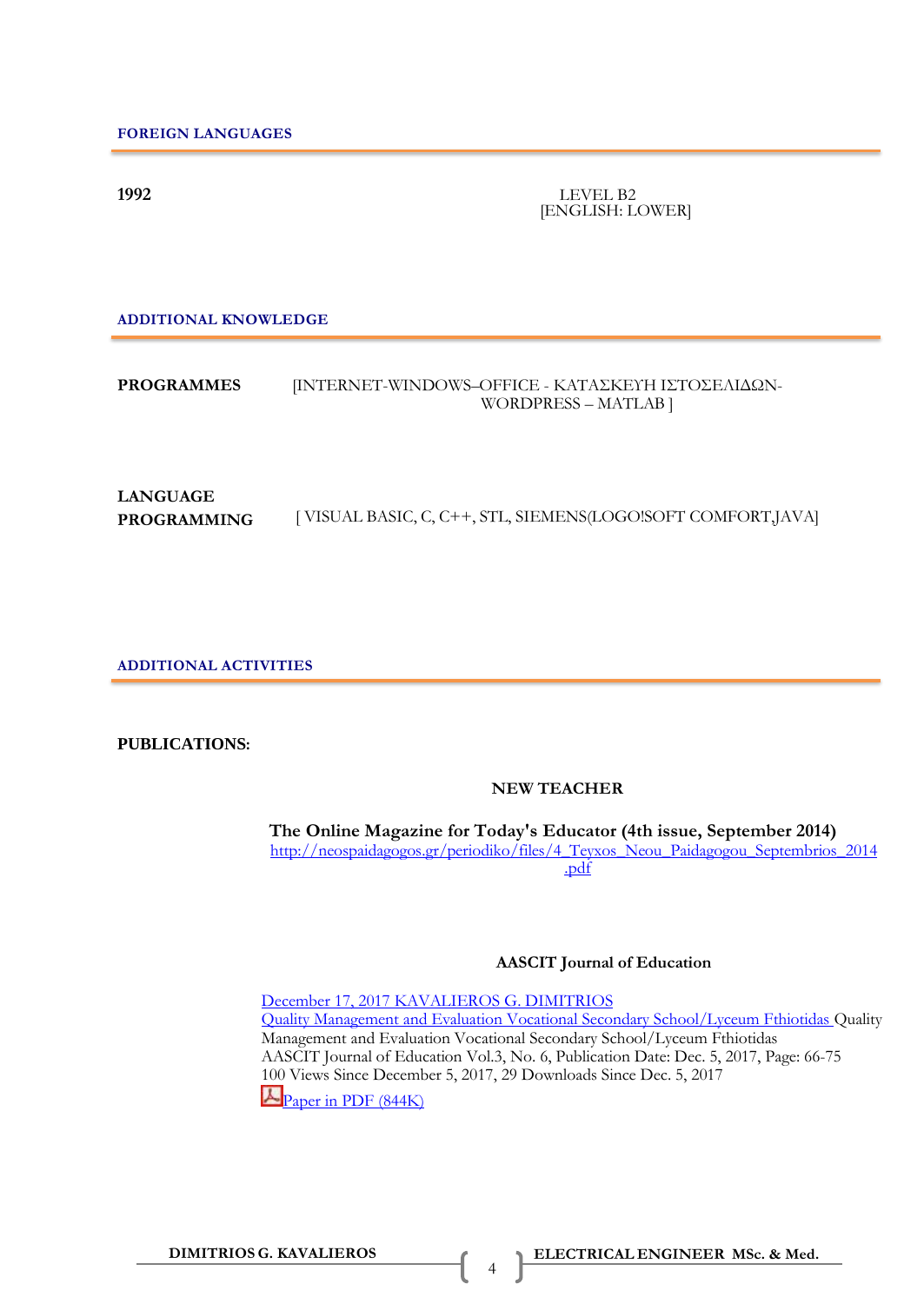## FOREIGN LANGUAGES

**1992**

LEVEL B2
[ENGLISH: LOWER]

## ADDITIONAL KNOWLEDGE

**PROGRAMMES** [INTERNET-WINDOWS–OFFICE - ΚΑΤΑΣΚΕΥΗ ΙΣΤΟΣΕΛΙΔΩΝ-WORDPRESS – MATLAB ]

**LANGUAGE PROGRAMMING** [ VISUAL BASIC, C, C++, STL, SIEMENS(LOGO!SOFT COMFORT,JAVA]

## ADDITIONAL ACTIVITIES

**PUBLICATIONS:**

**NEW TEACHER**

**The Online Magazine for Today's Educator (4th issue, September 2014)**
http://neospaidagogos.gr/periodiko/files/4_Teyxos_Neou_Paidagogou_Septembrios_2014.pdf

**AASCIT Journal of Education**

December 17, 2017 KAVALIEROS G. DIMITRIOS
Quality Management and Evaluation Vocational Secondary School/Lyceum Fthiotidas Quality Management and Evaluation Vocational Secondary School/Lyceum Fthiotidas
AASCIT Journal of Education Vol.3, No. 6, Publication Date: Dec. 5, 2017, Page: 66-75
100 Views Since December 5, 2017, 29 Downloads Since Dec. 5, 2017
Paper in PDF (844K)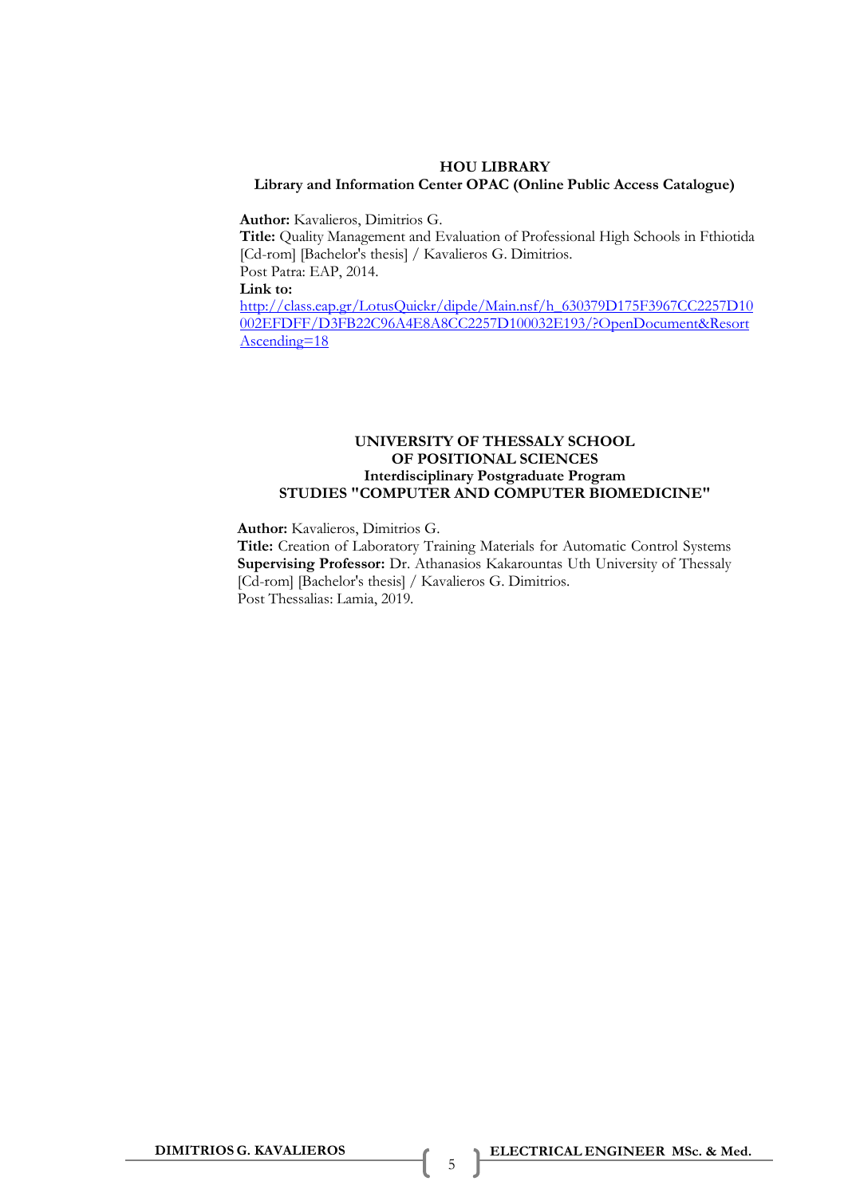**HOU LIBRARY**
**Library and Information Center OPAC (Online Public Access Catalogue)**

**Author:** Kavalieros, Dimitrios G.
**Title:** Quality Management and Evaluation of Professional High Schools in Fthiotida [Cd-rom] [Bachelor's thesis] / Kavalieros G. Dimitrios.
Post Patra: EAP, 2014.
**Link to:**
http://class.eap.gr/LotusQuickr/dipde/Main.nsf/h_630379D175F3967CC2257D10002EFDFF/D3FB22C96A4E8A8CC2257D100032E193/?OpenDocument&ResortAscending=18

**UNIVERSITY OF THESSALY SCHOOL OF POSITIONAL SCIENCES**
**Interdisciplinary Postgraduate Program**
**STUDIES "COMPUTER AND COMPUTER BIOMEDICINE"**

**Author:** Kavalieros, Dimitrios G.
**Title:** Creation of Laboratory Training Materials for Automatic Control Systems
**Supervising Professor:** Dr. Athanasios Kakarountas Uth University of Thessaly
[Cd-rom] [Bachelor's thesis] / Kavalieros G. Dimitrios.
Post Thessalias: Lamia, 2019.